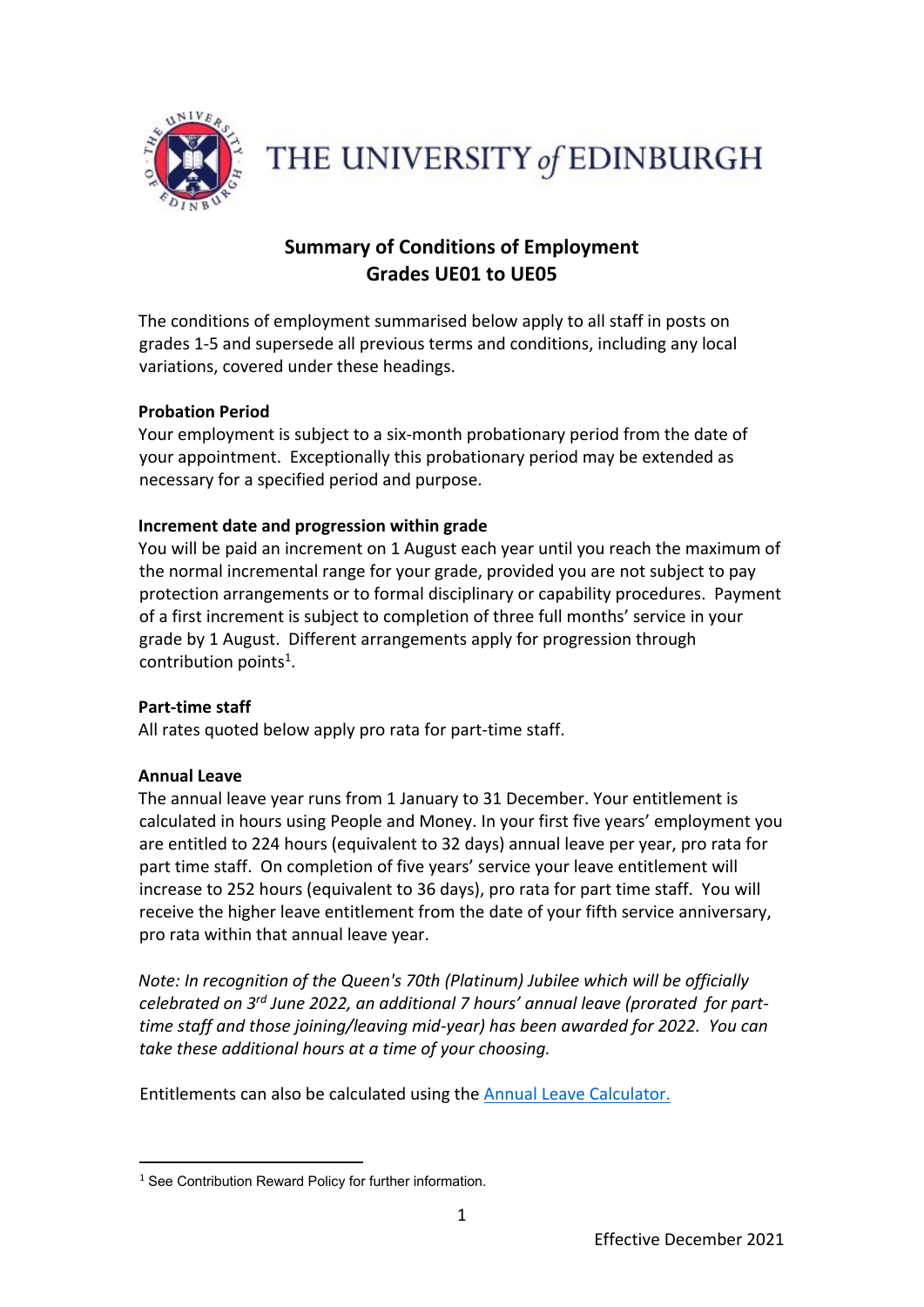# THE UNIVERSITY of EDINBURGH

## Summary of Conditions of Employment
## Grades UE01 to UE05

The conditions of employment summarised below apply to all staff in posts on grades 1-5 and supersede all previous terms and conditions, including any local variations, covered under these headings.

### Probation Period

Your employment is subject to a six-month probationary period from the date of your appointment. Exceptionally this probationary period may be extended as necessary for a specified period and purpose.

### Increment date and progression within grade

You will be paid an increment on 1 August each year until you reach the maximum of the normal incremental range for your grade, provided you are not subject to pay protection arrangements or to formal disciplinary or capability procedures. Payment of a first increment is subject to completion of three full months' service in your grade by 1 August. Different arrangements apply for progression through contribution points[1].

### Part-time staff

All rates quoted below apply pro rata for part-time staff.

### Annual Leave

The annual leave year runs from 1 January to 31 December. Your entitlement is calculated in hours using People and Money. In your first five years' employment you are entitled to 224 hours (equivalent to 32 days) annual leave per year, pro rata for part time staff. On completion of five years' service your leave entitlement will increase to 252 hours (equivalent to 36 days), pro rata for part time staff. You will receive the higher leave entitlement from the date of your fifth service anniversary, pro rata within that annual leave year.

*Note: In recognition of the Queen's 70th (Platinum) Jubilee which will be officially celebrated on 3rd June 2022, an additional 7 hours' annual leave (prorated for part-time staff and those joining/leaving mid-year) has been awarded for 2022. You can take these additional hours at a time of your choosing.*

Entitlements can also be calculated using the [Annual Leave Calculator.]

[1] See Contribution Reward Policy for further information.

Effective December 2021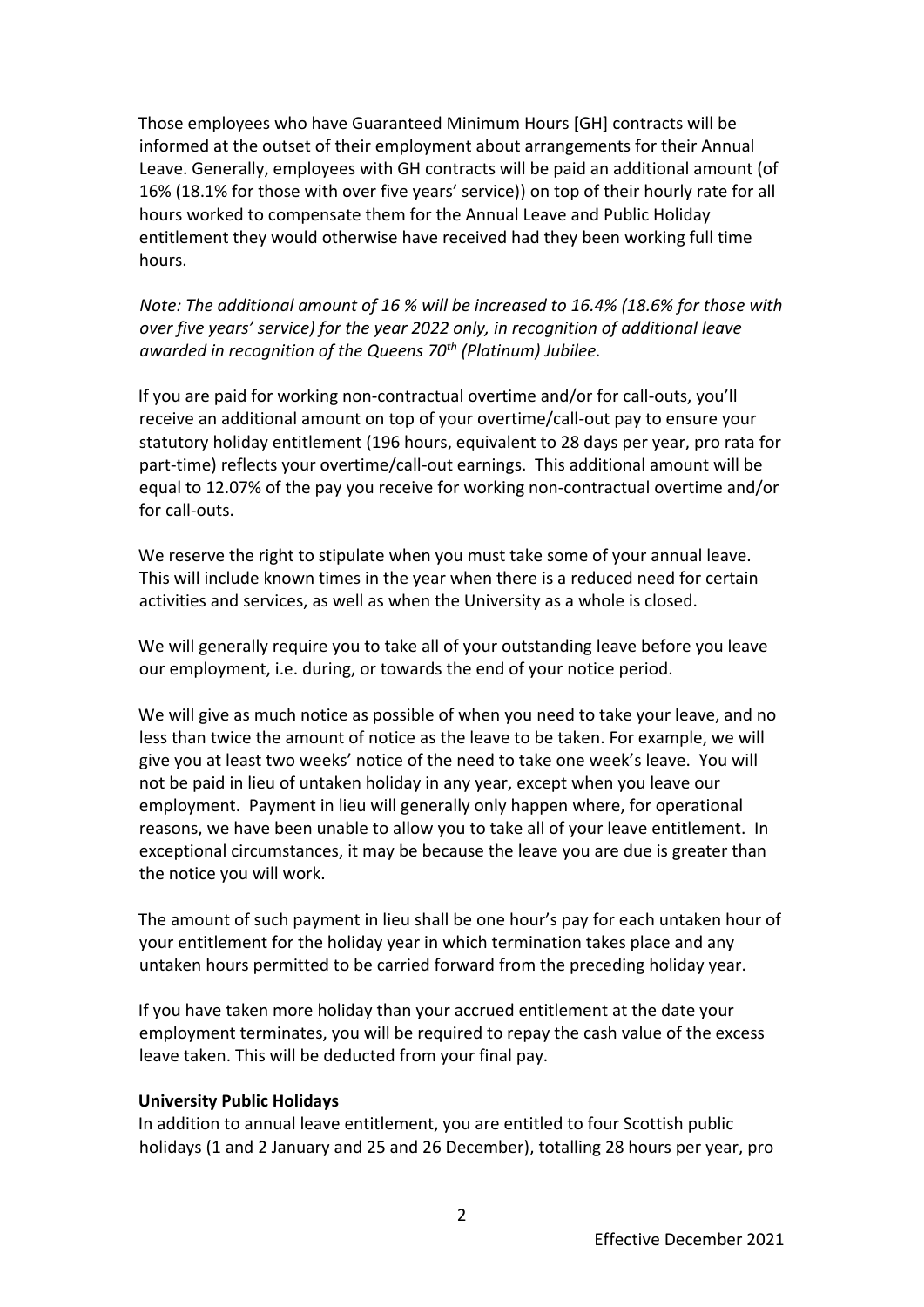Those employees who have Guaranteed Minimum Hours [GH] contracts will be informed at the outset of their employment about arrangements for their Annual Leave. Generally, employees with GH contracts will be paid an additional amount (of 16% (18.1% for those with over five years' service)) on top of their hourly rate for all hours worked to compensate them for the Annual Leave and Public Holiday entitlement they would otherwise have received had they been working full time hours.

*Note: The additional amount of 16 % will be increased to 16.4% (18.6% for those with over five years' service) for the year 2022 only, in recognition of additional leave awarded in recognition of the Queens 70th (Platinum) Jubilee.*

If you are paid for working non-contractual overtime and/or for call-outs, you'll receive an additional amount on top of your overtime/call-out pay to ensure your statutory holiday entitlement (196 hours, equivalent to 28 days per year, pro rata for part-time) reflects your overtime/call-out earnings. This additional amount will be equal to 12.07% of the pay you receive for working non-contractual overtime and/or for call-outs.

We reserve the right to stipulate when you must take some of your annual leave. This will include known times in the year when there is a reduced need for certain activities and services, as well as when the University as a whole is closed.

We will generally require you to take all of your outstanding leave before you leave our employment, i.e. during, or towards the end of your notice period.

We will give as much notice as possible of when you need to take your leave, and no less than twice the amount of notice as the leave to be taken. For example, we will give you at least two weeks' notice of the need to take one week's leave. You will not be paid in lieu of untaken holiday in any year, except when you leave our employment. Payment in lieu will generally only happen where, for operational reasons, we have been unable to allow you to take all of your leave entitlement. In exceptional circumstances, it may be because the leave you are due is greater than the notice you will work.

The amount of such payment in lieu shall be one hour's pay for each untaken hour of your entitlement for the holiday year in which termination takes place and any untaken hours permitted to be carried forward from the preceding holiday year.

If you have taken more holiday than your accrued entitlement at the date your employment terminates, you will be required to repay the cash value of the excess leave taken. This will be deducted from your final pay.

**University Public Holidays**

In addition to annual leave entitlement, you are entitled to four Scottish public holidays (1 and 2 January and 25 and 26 December), totalling 28 hours per year, pro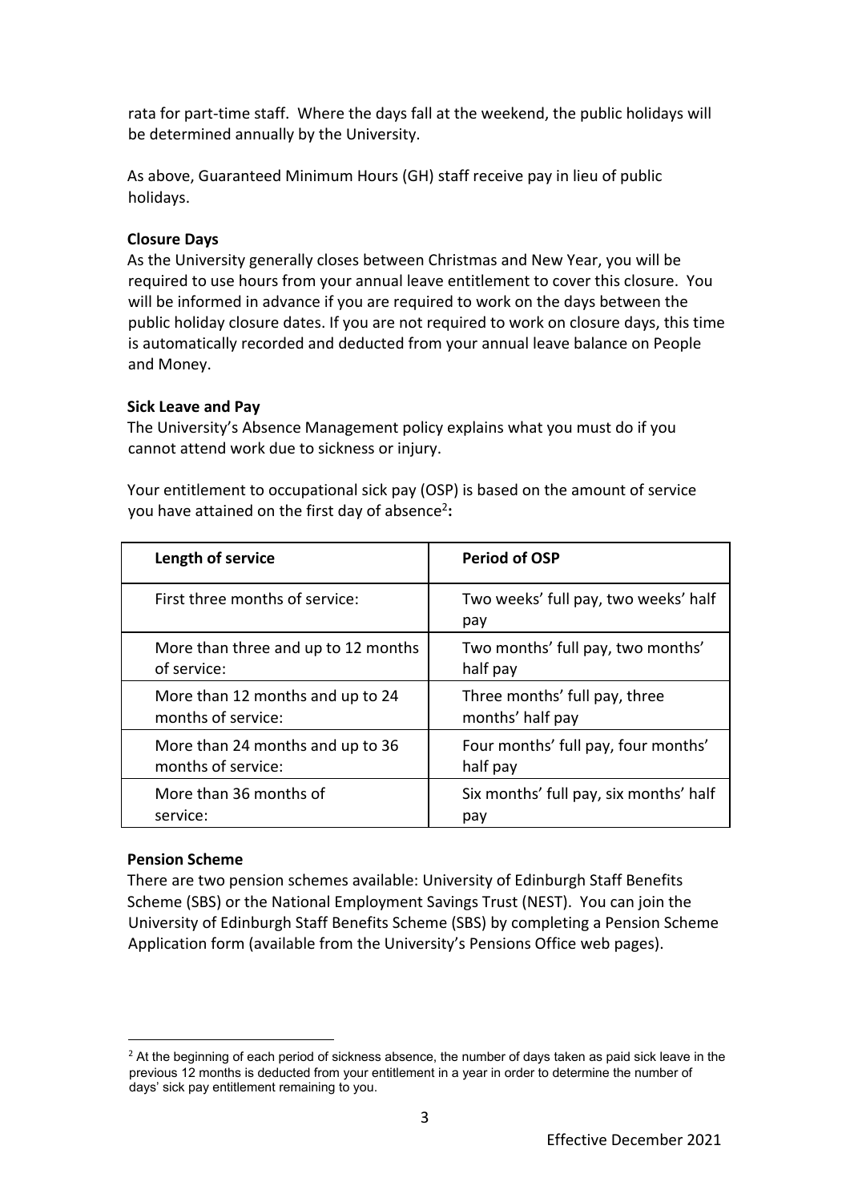rata for part-time staff. Where the days fall at the weekend, the public holidays will be determined annually by the University.

As above, Guaranteed Minimum Hours (GH) staff receive pay in lieu of public holidays.

**Closure Days**

As the University generally closes between Christmas and New Year, you will be required to use hours from your annual leave entitlement to cover this closure. You will be informed in advance if you are required to work on the days between the public holiday closure dates. If you are not required to work on closure days, this time is automatically recorded and deducted from your annual leave balance on People and Money.

**Sick Leave and Pay**

The University's Absence Management policy explains what you must do if you cannot attend work due to sickness or injury.

Your entitlement to occupational sick pay (OSP) is based on the amount of service you have attained on the first day of absence[2]**:**

| **Length of service** | **Period of OSP** |
|---|---|
| First three months of service: | Two weeks' full pay, two weeks' half pay |
| More than three and up to 12 months of service: | Two months' full pay, two months' half pay |
| More than 12 months and up to 24 months of service: | Three months' full pay, three months' half pay |
| More than 24 months and up to 36 months of service: | Four months' full pay, four months' half pay |
| More than 36 months of service: | Six months' full pay, six months' half pay |

**Pension Scheme**

There are two pension schemes available: University of Edinburgh Staff Benefits Scheme (SBS) or the National Employment Savings Trust (NEST). You can join the University of Edinburgh Staff Benefits Scheme (SBS) by completing a Pension Scheme Application form (available from the University's Pensions Office web pages).

---

[2] At the beginning of each period of sickness absence, the number of days taken as paid sick leave in the previous 12 months is deducted from your entitlement in a year in order to determine the number of days' sick pay entitlement remaining to you.

Effective December 2021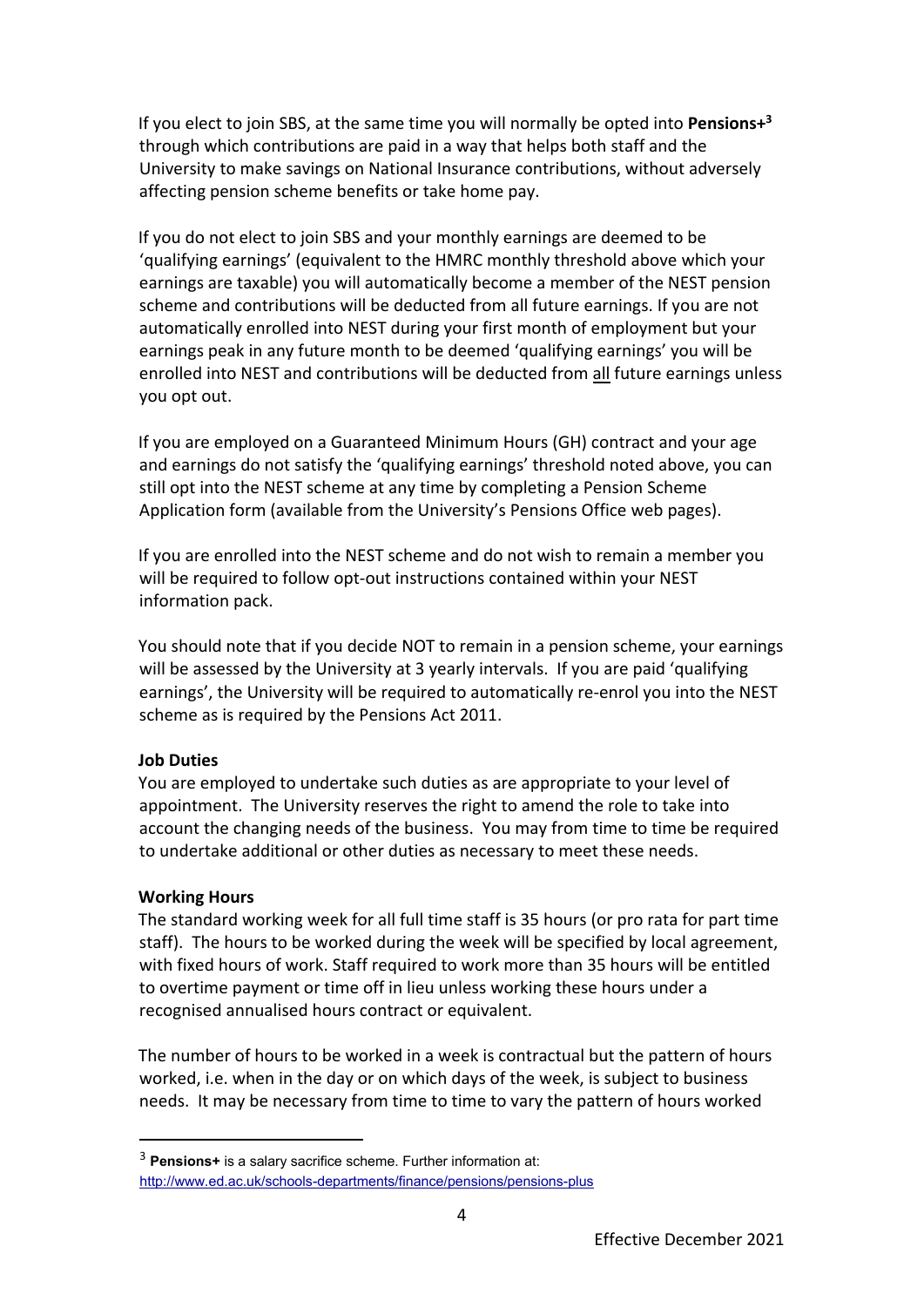If you elect to join SBS, at the same time you will normally be opted into **Pensions+**[3] through which contributions are paid in a way that helps both staff and the University to make savings on National Insurance contributions, without adversely affecting pension scheme benefits or take home pay.

If you do not elect to join SBS and your monthly earnings are deemed to be 'qualifying earnings' (equivalent to the HMRC monthly threshold above which your earnings are taxable) you will automatically become a member of the NEST pension scheme and contributions will be deducted from all future earnings. If you are not automatically enrolled into NEST during your first month of employment but your earnings peak in any future month to be deemed 'qualifying earnings' you will be enrolled into NEST and contributions will be deducted from <u>all</u> future earnings unless you opt out.

If you are employed on a Guaranteed Minimum Hours (GH) contract and your age and earnings do not satisfy the 'qualifying earnings' threshold noted above, you can still opt into the NEST scheme at any time by completing a Pension Scheme Application form (available from the University's Pensions Office web pages).

If you are enrolled into the NEST scheme and do not wish to remain a member you will be required to follow opt-out instructions contained within your NEST information pack.

You should note that if you decide NOT to remain in a pension scheme, your earnings will be assessed by the University at 3 yearly intervals. If you are paid 'qualifying earnings', the University will be required to automatically re-enrol you into the NEST scheme as is required by the Pensions Act 2011.

**Job Duties**

You are employed to undertake such duties as are appropriate to your level of appointment. The University reserves the right to amend the role to take into account the changing needs of the business. You may from time to time be required to undertake additional or other duties as necessary to meet these needs.

**Working Hours**

The standard working week for all full time staff is 35 hours (or pro rata for part time staff). The hours to be worked during the week will be specified by local agreement, with fixed hours of work. Staff required to work more than 35 hours will be entitled to overtime payment or time off in lieu unless working these hours under a recognised annualised hours contract or equivalent.

The number of hours to be worked in a week is contractual but the pattern of hours worked, i.e. when in the day or on which days of the week, is subject to business needs. It may be necessary from time to time to vary the pattern of hours worked

---

[3] **Pensions+** is a salary sacrifice scheme. Further information at: http://www.ed.ac.uk/schools-departments/finance/pensions/pensions-plus

Effective December 2021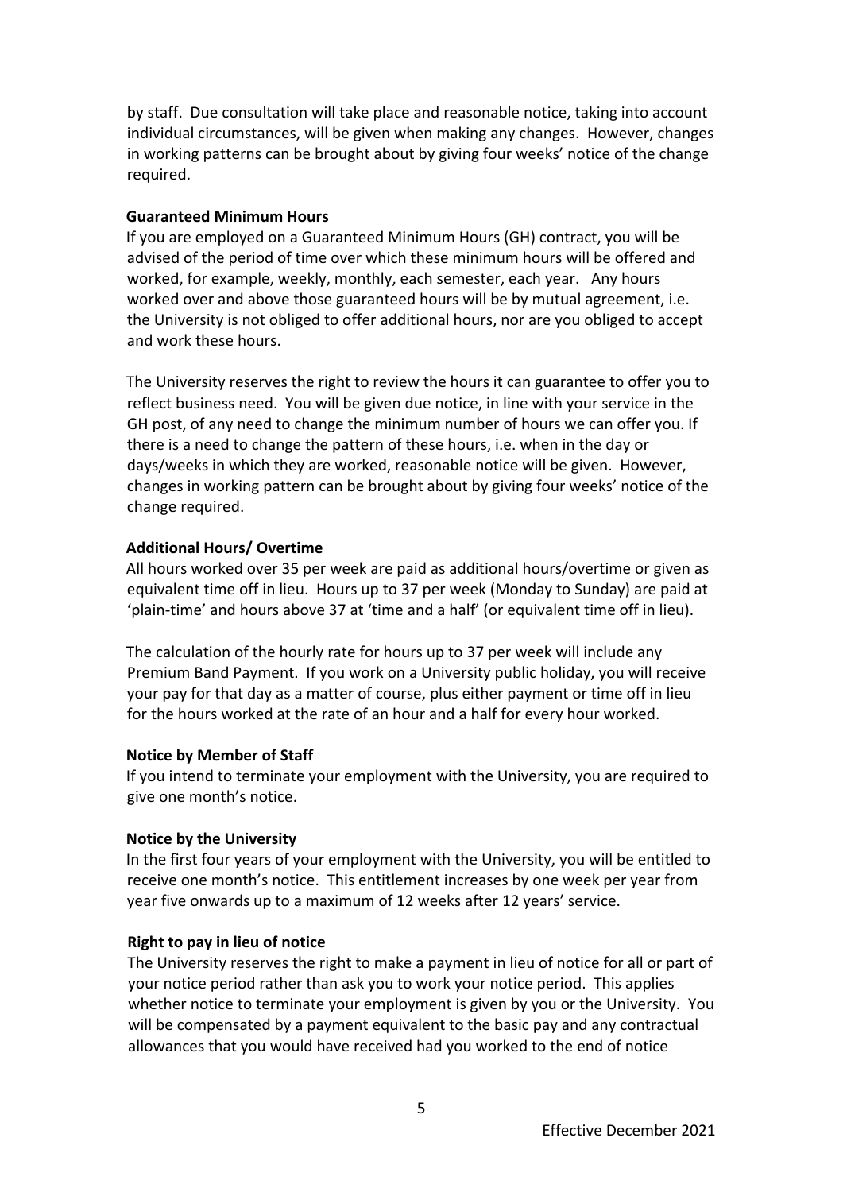by staff. Due consultation will take place and reasonable notice, taking into account individual circumstances, will be given when making any changes. However, changes in working patterns can be brought about by giving four weeks' notice of the change required.

**Guaranteed Minimum Hours**

If you are employed on a Guaranteed Minimum Hours (GH) contract, you will be advised of the period of time over which these minimum hours will be offered and worked, for example, weekly, monthly, each semester, each year. Any hours worked over and above those guaranteed hours will be by mutual agreement, i.e. the University is not obliged to offer additional hours, nor are you obliged to accept and work these hours.

The University reserves the right to review the hours it can guarantee to offer you to reflect business need. You will be given due notice, in line with your service in the GH post, of any need to change the minimum number of hours we can offer you. If there is a need to change the pattern of these hours, i.e. when in the day or days/weeks in which they are worked, reasonable notice will be given. However, changes in working pattern can be brought about by giving four weeks' notice of the change required.

**Additional Hours/ Overtime**

All hours worked over 35 per week are paid as additional hours/overtime or given as equivalent time off in lieu. Hours up to 37 per week (Monday to Sunday) are paid at 'plain-time' and hours above 37 at 'time and a half' (or equivalent time off in lieu).

The calculation of the hourly rate for hours up to 37 per week will include any Premium Band Payment. If you work on a University public holiday, you will receive your pay for that day as a matter of course, plus either payment or time off in lieu for the hours worked at the rate of an hour and a half for every hour worked.

**Notice by Member of Staff**

If you intend to terminate your employment with the University, you are required to give one month's notice.

**Notice by the University**

In the first four years of your employment with the University, you will be entitled to receive one month's notice. This entitlement increases by one week per year from year five onwards up to a maximum of 12 weeks after 12 years' service.

**Right to pay in lieu of notice**

The University reserves the right to make a payment in lieu of notice for all or part of your notice period rather than ask you to work your notice period. This applies whether notice to terminate your employment is given by you or the University. You will be compensated by a payment equivalent to the basic pay and any contractual allowances that you would have received had you worked to the end of notice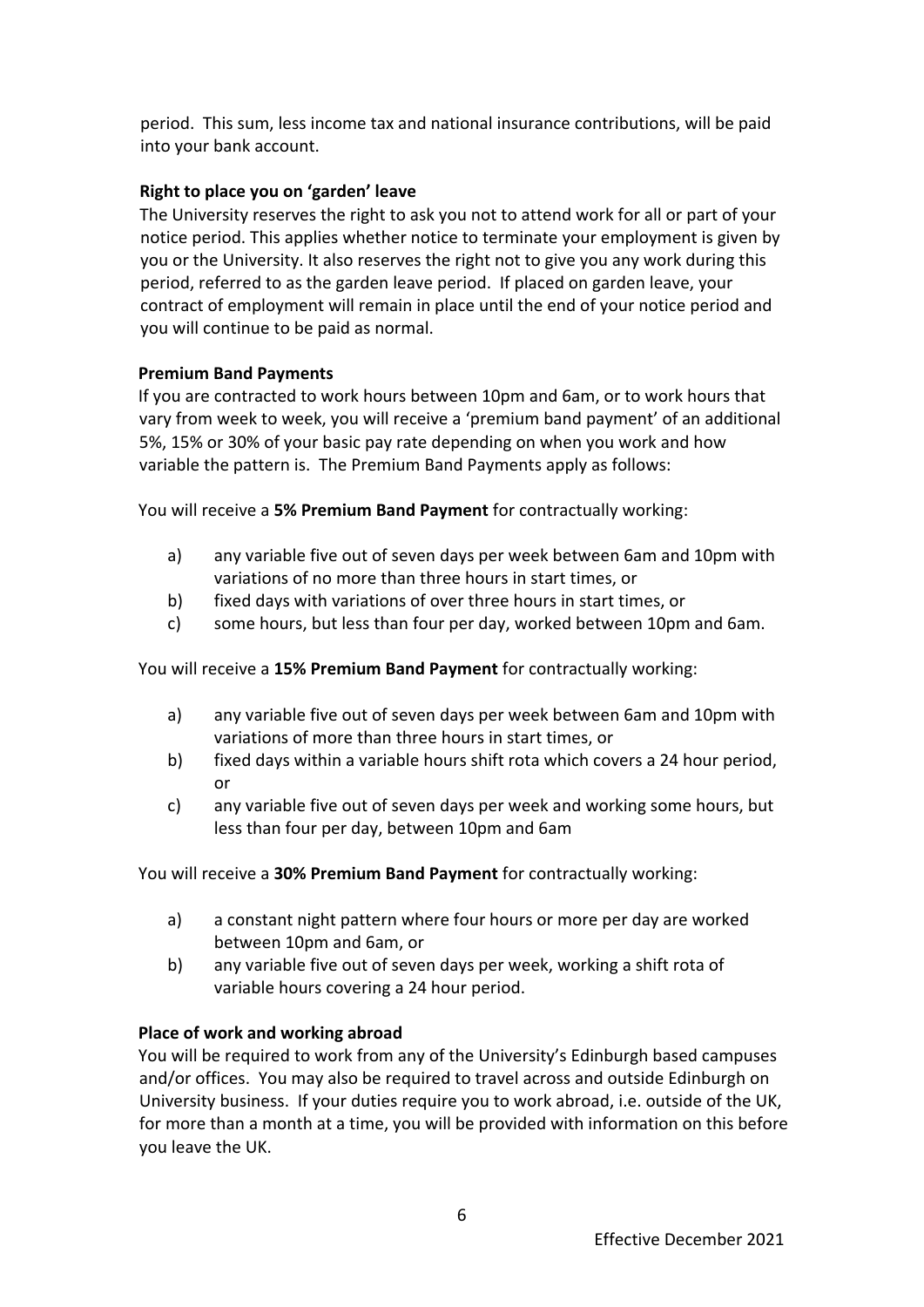period. This sum, less income tax and national insurance contributions, will be paid into your bank account.

**Right to place you on 'garden' leave**

The University reserves the right to ask you not to attend work for all or part of your notice period. This applies whether notice to terminate your employment is given by you or the University. It also reserves the right not to give you any work during this period, referred to as the garden leave period. If placed on garden leave, your contract of employment will remain in place until the end of your notice period and you will continue to be paid as normal.

**Premium Band Payments**

If you are contracted to work hours between 10pm and 6am, or to work hours that vary from week to week, you will receive a 'premium band payment' of an additional 5%, 15% or 30% of your basic pay rate depending on when you work and how variable the pattern is. The Premium Band Payments apply as follows:

You will receive a **5% Premium Band Payment** for contractually working:

a) any variable five out of seven days per week between 6am and 10pm with variations of no more than three hours in start times, or
b) fixed days with variations of over three hours in start times, or
c) some hours, but less than four per day, worked between 10pm and 6am.

You will receive a **15% Premium Band Payment** for contractually working:

a) any variable five out of seven days per week between 6am and 10pm with variations of more than three hours in start times, or
b) fixed days within a variable hours shift rota which covers a 24 hour period, or
c) any variable five out of seven days per week and working some hours, but less than four per day, between 10pm and 6am

You will receive a **30% Premium Band Payment** for contractually working:

a) a constant night pattern where four hours or more per day are worked between 10pm and 6am, or
b) any variable five out of seven days per week, working a shift rota of variable hours covering a 24 hour period.

**Place of work and working abroad**

You will be required to work from any of the University's Edinburgh based campuses and/or offices. You may also be required to travel across and outside Edinburgh on University business. If your duties require you to work abroad, i.e. outside of the UK, for more than a month at a time, you will be provided with information on this before you leave the UK.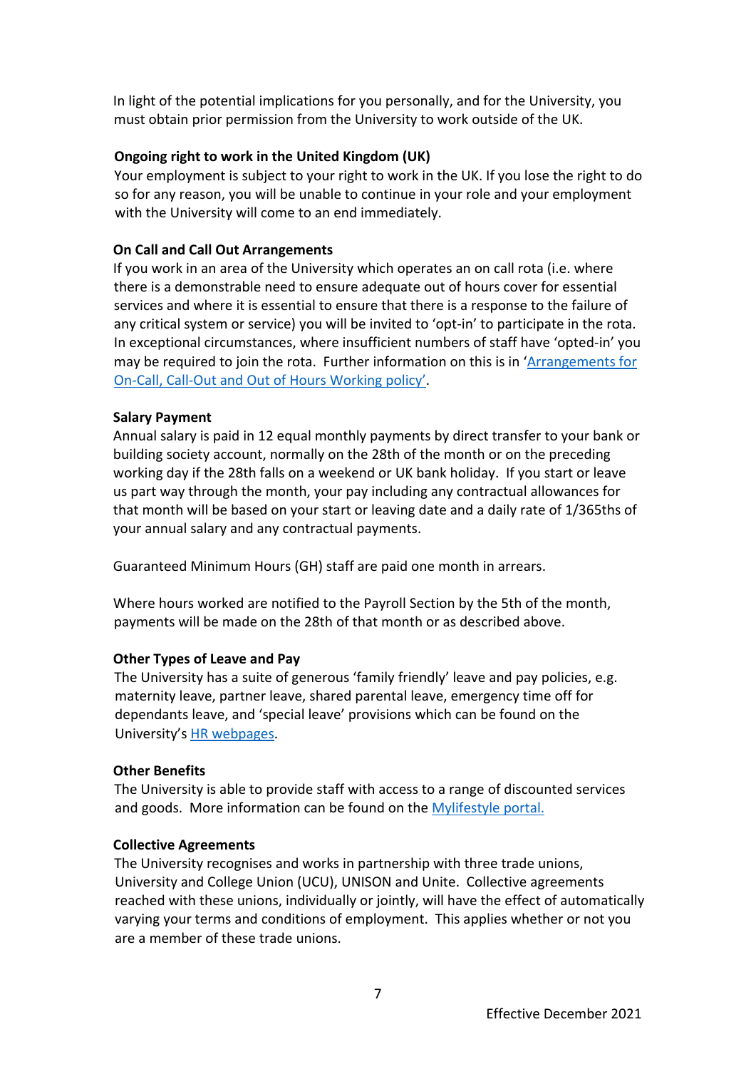In light of the potential implications for you personally, and for the University, you must obtain prior permission from the University to work outside of the UK.

**Ongoing right to work in the United Kingdom (UK)**

Your employment is subject to your right to work in the UK. If you lose the right to do so for any reason, you will be unable to continue in your role and your employment with the University will come to an end immediately.

**On Call and Call Out Arrangements**

If you work in an area of the University which operates an on call rota (i.e. where there is a demonstrable need to ensure adequate out of hours cover for essential services and where it is essential to ensure that there is a response to the failure of any critical system or service) you will be invited to 'opt-in' to participate in the rota. In exceptional circumstances, where insufficient numbers of staff have 'opted-in' you may be required to join the rota. Further information on this is in 'Arrangements for On-Call, Call-Out and Out of Hours Working policy'.

**Salary Payment**

Annual salary is paid in 12 equal monthly payments by direct transfer to your bank or building society account, normally on the 28th of the month or on the preceding working day if the 28th falls on a weekend or UK bank holiday. If you start or leave us part way through the month, your pay including any contractual allowances for that month will be based on your start or leaving date and a daily rate of 1/365ths of your annual salary and any contractual payments.

Guaranteed Minimum Hours (GH) staff are paid one month in arrears.

Where hours worked are notified to the Payroll Section by the 5th of the month, payments will be made on the 28th of that month or as described above.

**Other Types of Leave and Pay**

The University has a suite of generous 'family friendly' leave and pay policies, e.g. maternity leave, partner leave, shared parental leave, emergency time off for dependants leave, and 'special leave' provisions which can be found on the University's HR webpages.

**Other Benefits**

The University is able to provide staff with access to a range of discounted services and goods. More information can be found on the Mylifestyle portal.

**Collective Agreements**

The University recognises and works in partnership with three trade unions, University and College Union (UCU), UNISON and Unite. Collective agreements reached with these unions, individually or jointly, will have the effect of automatically varying your terms and conditions of employment. This applies whether or not you are a member of these trade unions.

Effective December 2021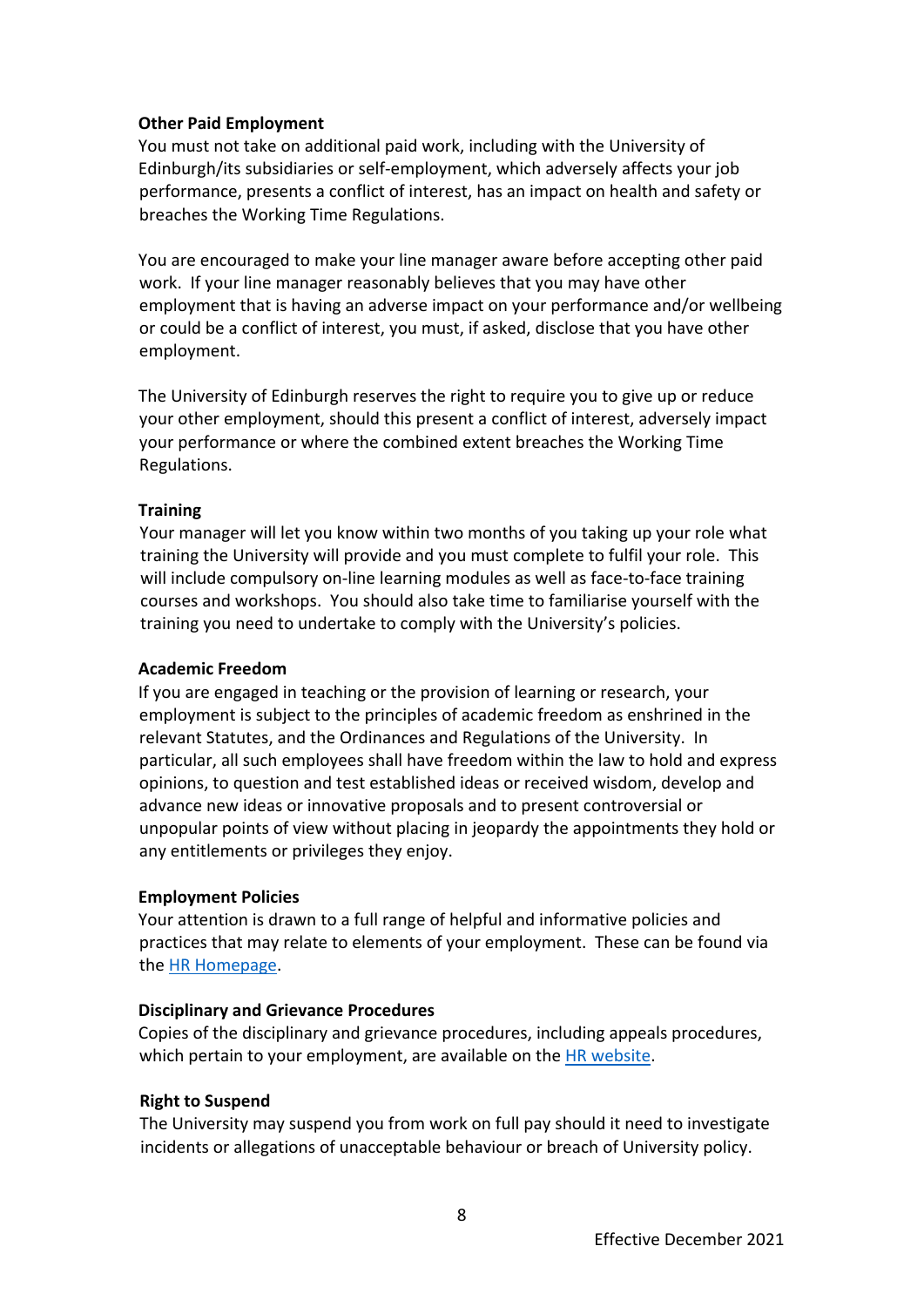**Other Paid Employment**

You must not take on additional paid work, including with the University of Edinburgh/its subsidiaries or self-employment, which adversely affects your job performance, presents a conflict of interest, has an impact on health and safety or breaches the Working Time Regulations.

You are encouraged to make your line manager aware before accepting other paid work. If your line manager reasonably believes that you may have other employment that is having an adverse impact on your performance and/or wellbeing or could be a conflict of interest, you must, if asked, disclose that you have other employment.

The University of Edinburgh reserves the right to require you to give up or reduce your other employment, should this present a conflict of interest, adversely impact your performance or where the combined extent breaches the Working Time Regulations.

**Training**

Your manager will let you know within two months of you taking up your role what training the University will provide and you must complete to fulfil your role. This will include compulsory on-line learning modules as well as face-to-face training courses and workshops. You should also take time to familiarise yourself with the training you need to undertake to comply with the University's policies.

**Academic Freedom**

If you are engaged in teaching or the provision of learning or research, your employment is subject to the principles of academic freedom as enshrined in the relevant Statutes, and the Ordinances and Regulations of the University. In particular, all such employees shall have freedom within the law to hold and express opinions, to question and test established ideas or received wisdom, develop and advance new ideas or innovative proposals and to present controversial or unpopular points of view without placing in jeopardy the appointments they hold or any entitlements or privileges they enjoy.

**Employment Policies**

Your attention is drawn to a full range of helpful and informative policies and practices that may relate to elements of your employment. These can be found via the HR Homepage.

**Disciplinary and Grievance Procedures**

Copies of the disciplinary and grievance procedures, including appeals procedures, which pertain to your employment, are available on the HR website.

**Right to Suspend**

The University may suspend you from work on full pay should it need to investigate incidents or allegations of unacceptable behaviour or breach of University policy.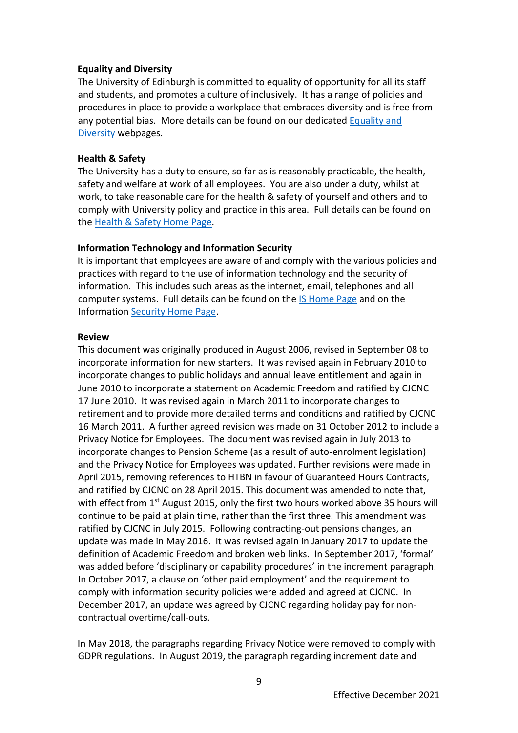**Equality and Diversity**

The University of Edinburgh is committed to equality of opportunity for all its staff and students, and promotes a culture of inclusively. It has a range of policies and procedures in place to provide a workplace that embraces diversity and is free from any potential bias. More details can be found on our dedicated Equality and Diversity webpages.

**Health & Safety**

The University has a duty to ensure, so far as is reasonably practicable, the health, safety and welfare at work of all employees. You are also under a duty, whilst at work, to take reasonable care for the health & safety of yourself and others and to comply with University policy and practice in this area. Full details can be found on the Health & Safety Home Page.

**Information Technology and Information Security**

It is important that employees are aware of and comply with the various policies and practices with regard to the use of information technology and the security of information. This includes such areas as the internet, email, telephones and all computer systems. Full details can be found on the IS Home Page and on the Information Security Home Page.

**Review**

This document was originally produced in August 2006, revised in September 08 to incorporate information for new starters. It was revised again in February 2010 to incorporate changes to public holidays and annual leave entitlement and again in June 2010 to incorporate a statement on Academic Freedom and ratified by CJCNC 17 June 2010. It was revised again in March 2011 to incorporate changes to retirement and to provide more detailed terms and conditions and ratified by CJCNC 16 March 2011. A further agreed revision was made on 31 October 2012 to include a Privacy Notice for Employees. The document was revised again in July 2013 to incorporate changes to Pension Scheme (as a result of auto-enrolment legislation) and the Privacy Notice for Employees was updated. Further revisions were made in April 2015, removing references to HTBN in favour of Guaranteed Hours Contracts, and ratified by CJCNC on 28 April 2015. This document was amended to note that, with effect from 1st August 2015, only the first two hours worked above 35 hours will continue to be paid at plain time, rather than the first three. This amendment was ratified by CJCNC in July 2015. Following contracting-out pensions changes, an update was made in May 2016. It was revised again in January 2017 to update the definition of Academic Freedom and broken web links. In September 2017, 'formal' was added before 'disciplinary or capability procedures' in the increment paragraph. In October 2017, a clause on 'other paid employment' and the requirement to comply with information security policies were added and agreed at CJCNC. In December 2017, an update was agreed by CJCNC regarding holiday pay for non-contractual overtime/call-outs.

In May 2018, the paragraphs regarding Privacy Notice were removed to comply with GDPR regulations. In August 2019, the paragraph regarding increment date and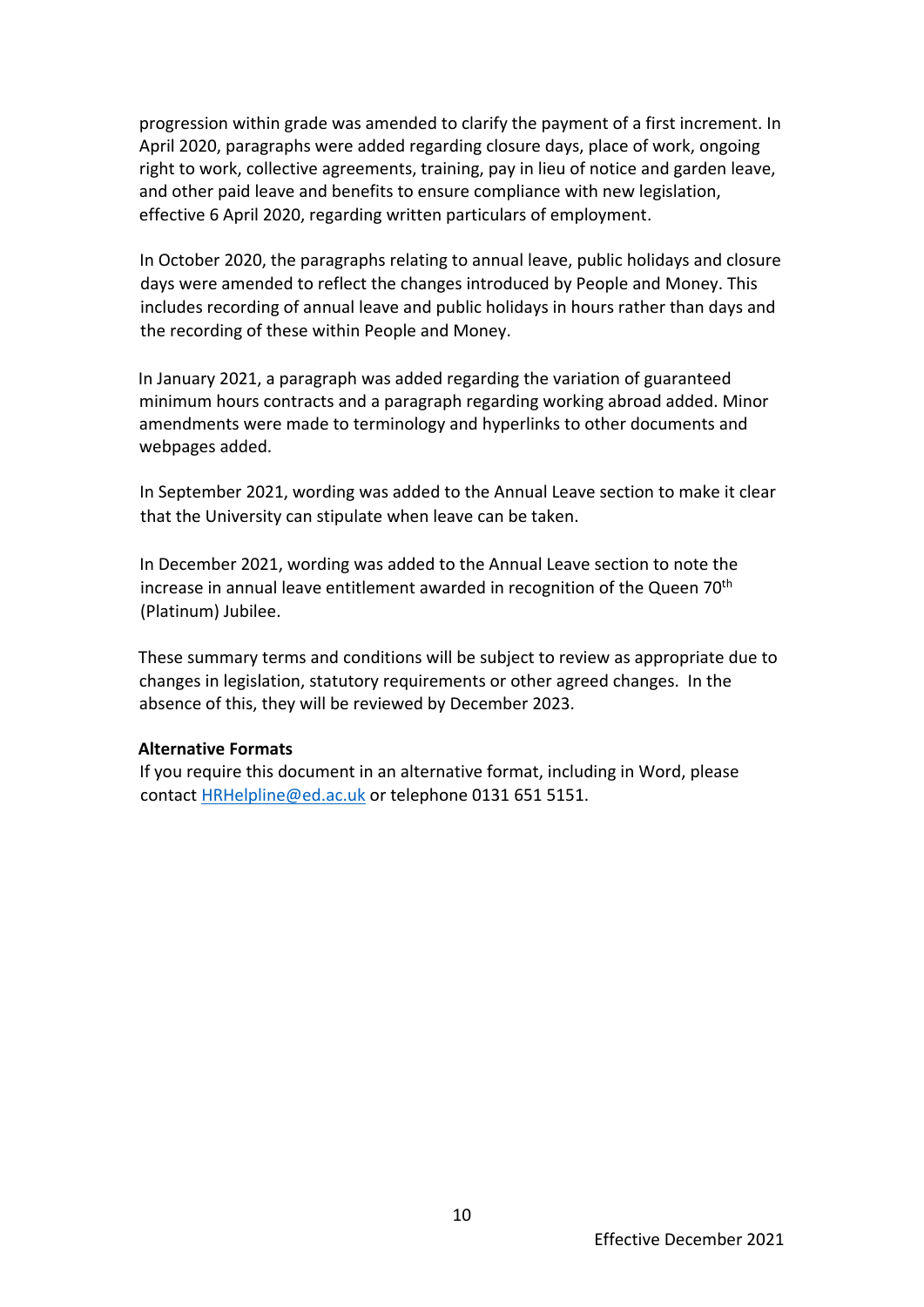progression within grade was amended to clarify the payment of a first increment. In April 2020, paragraphs were added regarding closure days, place of work, ongoing right to work, collective agreements, training, pay in lieu of notice and garden leave, and other paid leave and benefits to ensure compliance with new legislation, effective 6 April 2020, regarding written particulars of employment.

In October 2020, the paragraphs relating to annual leave, public holidays and closure days were amended to reflect the changes introduced by People and Money. This includes recording of annual leave and public holidays in hours rather than days and the recording of these within People and Money.

In January 2021, a paragraph was added regarding the variation of guaranteed minimum hours contracts and a paragraph regarding working abroad added. Minor amendments were made to terminology and hyperlinks to other documents and webpages added.

In September 2021, wording was added to the Annual Leave section to make it clear that the University can stipulate when leave can be taken.

In December 2021, wording was added to the Annual Leave section to note the increase in annual leave entitlement awarded in recognition of the Queen 70th (Platinum) Jubilee.

These summary terms and conditions will be subject to review as appropriate due to changes in legislation, statutory requirements or other agreed changes. In the absence of this, they will be reviewed by December 2023.

**Alternative Formats**

If you require this document in an alternative format, including in Word, please contact HRHelpline@ed.ac.uk or telephone 0131 651 5151.

Effective December 2021